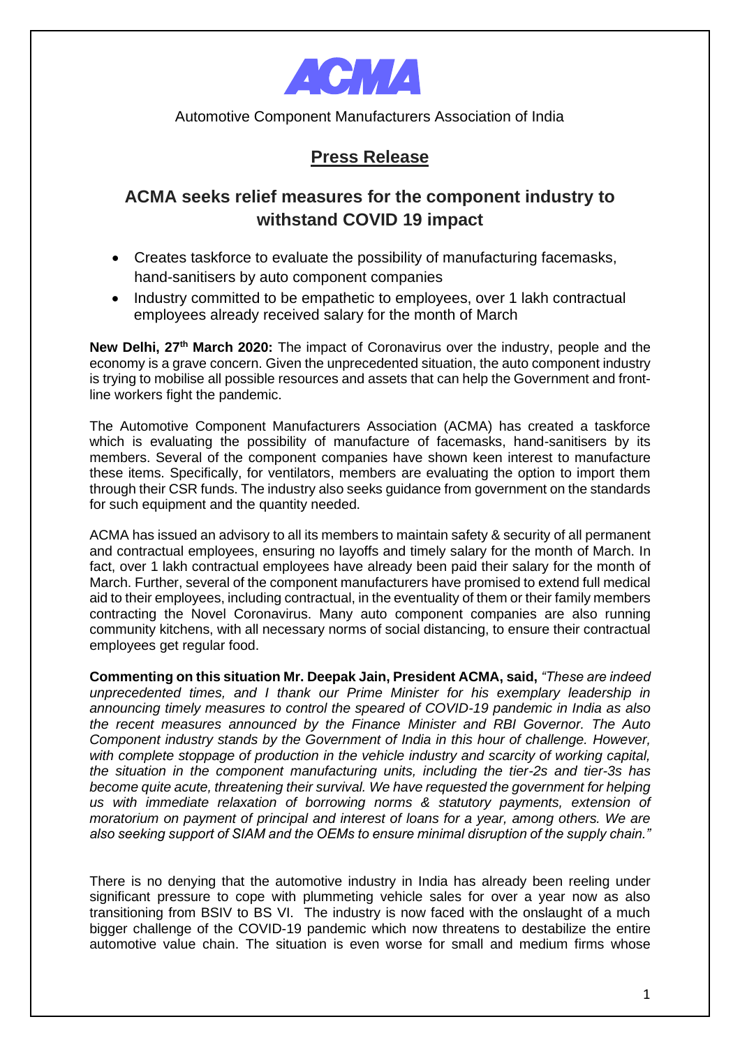# ACMA

Automotive Component Manufacturers Association of India

## Press Release

## ACMA seeks relief measures for the component industry to withstand COVID 19 impact

- Creates taskforce to evaluate the possibility of manufacturing facemasks, hand-sanitisers by auto component companies
- Industry committed to be empathetic to employees, over 1 lakh contractual employees already received salary for the month of March

**New Delhi, 27th March 2020:** The impact of Coronavirus over the industry, people and the economy is a grave concern. Given the unprecedented situation, the auto component industry is trying to mobilise all possible resources and assets that can help the Government and front-line workers fight the pandemic.

The Automotive Component Manufacturers Association (ACMA) has created a taskforce which is evaluating the possibility of manufacture of facemasks, hand-sanitisers by its members. Several of the component companies have shown keen interest to manufacture these items. Specifically, for ventilators, members are evaluating the option to import them through their CSR funds. The industry also seeks guidance from government on the standards for such equipment and the quantity needed.

ACMA has issued an advisory to all its members to maintain safety & security of all permanent and contractual employees, ensuring no layoffs and timely salary for the month of March. In fact, over 1 lakh contractual employees have already been paid their salary for the month of March. Further, several of the component manufacturers have promised to extend full medical aid to their employees, including contractual, in the eventuality of them or their family members contracting the Novel Coronavirus. Many auto component companies are also running community kitchens, with all necessary norms of social distancing, to ensure their contractual employees get regular food.

**Commenting on this situation Mr. Deepak Jain, President ACMA, said,** *"These are indeed unprecedented times, and I thank our Prime Minister for his exemplary leadership in announcing timely measures to control the speared of COVID-19 pandemic in India as also the recent measures announced by the Finance Minister and RBI Governor. The Auto Component industry stands by the Government of India in this hour of challenge. However, with complete stoppage of production in the vehicle industry and scarcity of working capital, the situation in the component manufacturing units, including the tier-2s and tier-3s has become quite acute, threatening their survival. We have requested the government for helping us with immediate relaxation of borrowing norms & statutory payments, extension of moratorium on payment of principal and interest of loans for a year, among others. We are also seeking support of SIAM and the OEMs to ensure minimal disruption of the supply chain."*

There is no denying that the automotive industry in India has already been reeling under significant pressure to cope with plummeting vehicle sales for over a year now as also transitioning from BSIV to BS VI. The industry is now faced with the onslaught of a much bigger challenge of the COVID-19 pandemic which now threatens to destabilize the entire automotive value chain. The situation is even worse for small and medium firms whose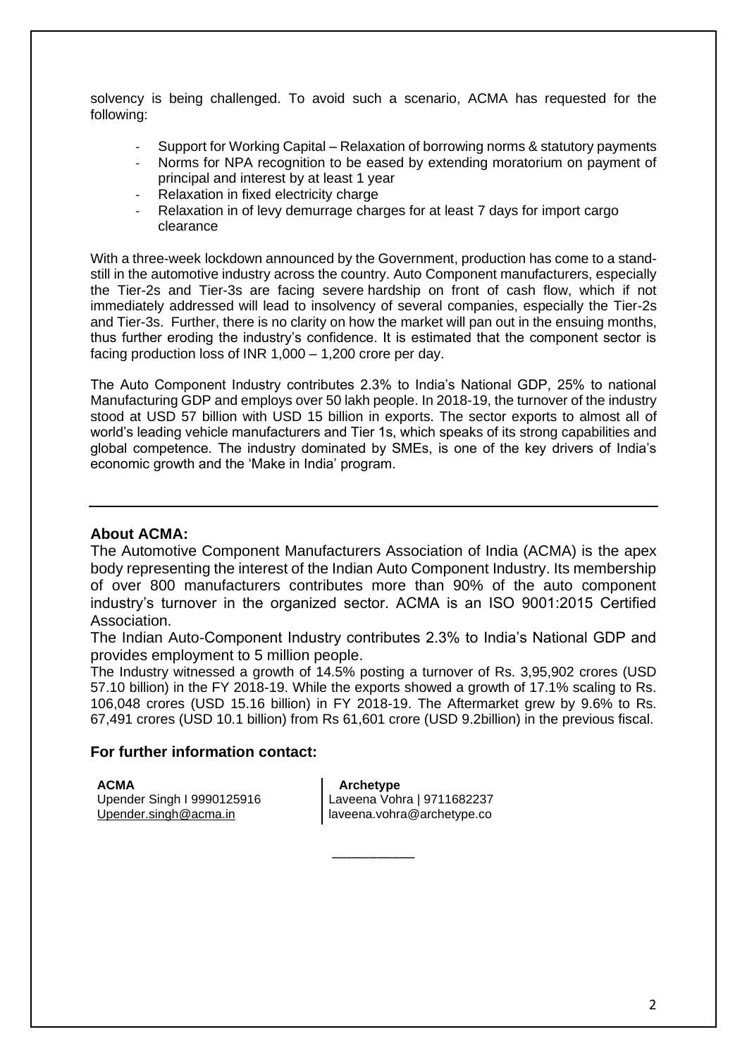solvency is being challenged. To avoid such a scenario, ACMA has requested for the following:

- Support for Working Capital – Relaxation of borrowing norms & statutory payments
- Norms for NPA recognition to be eased by extending moratorium on payment of principal and interest by at least 1 year
- Relaxation in fixed electricity charge
- Relaxation in of levy demurrage charges for at least 7 days for import cargo clearance

With a three-week lockdown announced by the Government, production has come to a stand-still in the automotive industry across the country. Auto Component manufacturers, especially the Tier-2s and Tier-3s are facing severe hardship on front of cash flow, which if not immediately addressed will lead to insolvency of several companies, especially the Tier-2s and Tier-3s. Further, there is no clarity on how the market will pan out in the ensuing months, thus further eroding the industry's confidence. It is estimated that the component sector is facing production loss of INR 1,000 – 1,200 crore per day.

The Auto Component Industry contributes 2.3% to India's National GDP, 25% to national Manufacturing GDP and employs over 50 lakh people. In 2018-19, the turnover of the industry stood at USD 57 billion with USD 15 billion in exports. The sector exports to almost all of world's leading vehicle manufacturers and Tier 1s, which speaks of its strong capabilities and global competence. The industry dominated by SMEs, is one of the key drivers of India's economic growth and the 'Make in India' program.

---

### About ACMA:

The Automotive Component Manufacturers Association of India (ACMA) is the apex body representing the interest of the Indian Auto Component Industry. Its membership of over 800 manufacturers contributes more than 90% of the auto component industry's turnover in the organized sector. ACMA is an ISO 9001:2015 Certified Association.

The Indian Auto-Component Industry contributes 2.3% to India's National GDP and provides employment to 5 million people.

The Industry witnessed a growth of 14.5% posting a turnover of Rs. 3,95,902 crores (USD 57.10 billion) in the FY 2018-19. While the exports showed a growth of 17.1% scaling to Rs. 106,048 crores (USD 15.16 billion) in FY 2018-19. The Aftermarket grew by 9.6% to Rs. 67,491 crores (USD 10.1 billion) from Rs 61,601 crore (USD 9.2billion) in the previous fiscal.

### For further information contact:

**ACMA**
Upender Singh I 9990125916
Upender.singh@acma.in

**Archetype**
Laveena Vohra | 9711682237
laveena.vohra@archetype.co

\_\_\_\_\_\_\_\_\_\_\_